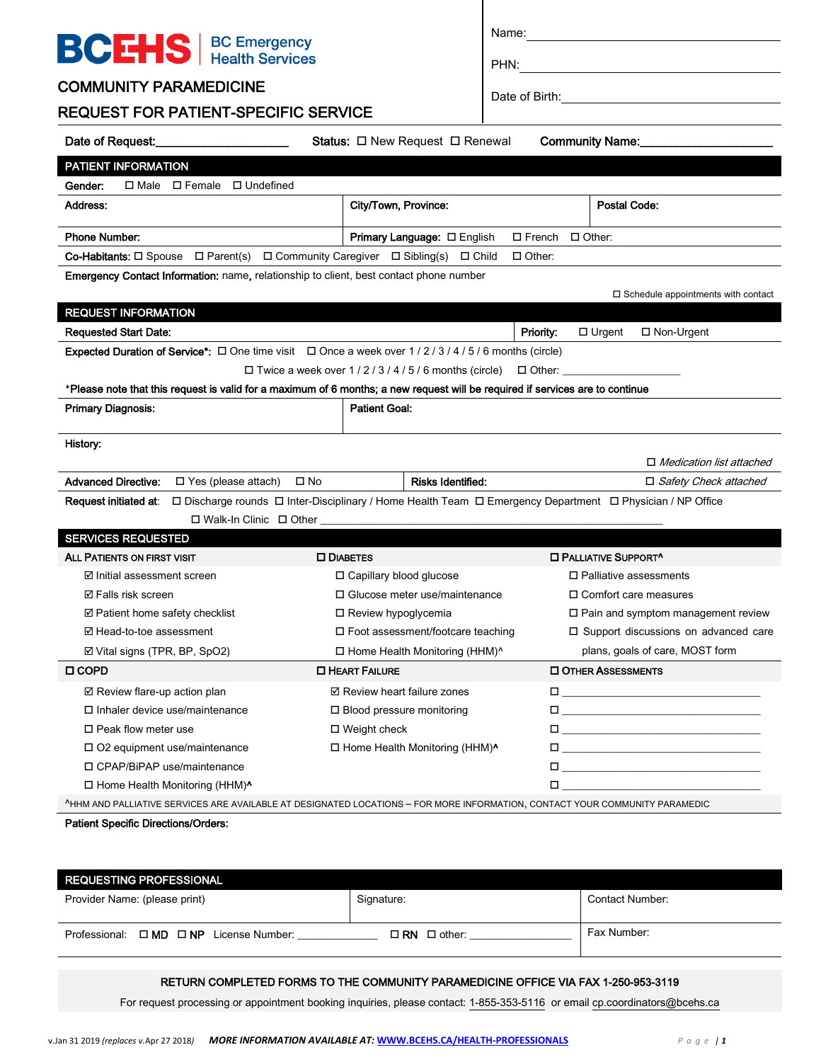# BCEHS BC Emergency Health Services

## COMMUNITY PARAMEDICINE

## REQUEST FOR PATIENT-SPECIFIC SERVICE

Name:\_\_\_\_\_\_\_\_\_\_\_\_\_\_\_\_\_\_\_\_\_\_\_\_\_\_\_\_\_\_\_\_

PHN:\_\_\_\_\_\_\_\_\_\_\_\_\_\_\_\_\_\_\_\_\_\_\_\_\_\_\_\_\_\_\_\_

Date of Birth:\_\_\_\_\_\_\_\_\_\_\_\_\_\_\_\_\_\_\_\_\_\_\_\_\_\_

**Date of Request:**\_\_\_\_\_\_\_\_\_\_\_\_\_\_\_\_\_\_\_\_ **Status:** ☐ New Request ☐ Renewal **Community Name:**\_\_\_\_\_\_\_\_\_\_\_\_\_\_\_\_\_\_\_\_

### PATIENT INFORMATION

**Gender:** ☐ Male ☐ Female ☐ Undefined

| **Address:** | **City/Town, Province:** | **Postal Code:** |
|---|---|---|

**Phone Number:** | **Primary Language:** ☐ English ☐ French ☐ Other:

**Co-Habitants:** ☐ Spouse ☐ Parent(s) ☐ Community Caregiver ☐ Sibling(s) ☐ Child ☐ Other:

**Emergency Contact Information:** name, relationship to client, best contact phone number

☐ Schedule appointments with contact

### REQUEST INFORMATION

**Requested Start Date:** | **Priority:** ☐ Urgent ☐ Non-Urgent

**Expected Duration of Service\*:** ☐ One time visit ☐ Once a week over 1 / 2 / 3 / 4 / 5 / 6 months (circle)

☐ Twice a week over 1 / 2 / 3 / 4 / 5 / 6 months (circle) ☐ Other: \_\_\_\_\_\_\_\_\_\_\_\_\_\_\_\_\_\_\_\_

**\*Please note that this request is valid for a maximum of 6 months; a new request will be required if services are to continue**

| **Primary Diagnosis:** | **Patient Goal:** |
|---|---|

**History:**

☐ *Medication list attached*

**Advanced Directive:** ☐ Yes (please attach) ☐ No | **Risks Identified:** ☐ *Safety Check attached*

**Request initiated at:** ☐ Discharge rounds ☐ Inter-Disciplinary / Home Health Team ☐ Emergency Department ☐ Physician / NP Office ☐ Walk-In Clinic ☐ Other \_\_\_\_\_\_\_\_\_\_\_\_\_\_\_\_\_\_\_\_\_\_\_\_\_\_\_\_\_\_\_\_\_\_\_\_\_\_\_\_\_\_\_\_\_\_\_\_\_\_\_\_\_\_\_\_\_\_

### SERVICES REQUESTED

| ALL PATIENTS ON FIRST VISIT | ☐ DIABETES | ☐ PALLIATIVE SUPPORT^ |
|---|---|---|
| ☑ Initial assessment screen | ☐ Capillary blood glucose | ☐ Palliative assessments |
| ☑ Falls risk screen | ☐ Glucose meter use/maintenance | ☐ Comfort care measures |
| ☑ Patient home safety checklist | ☐ Review hypoglycemia | ☐ Pain and symptom management review |
| ☑ Head-to-toe assessment | ☐ Foot assessment/footcare teaching | ☐ Support discussions on advanced care plans, goals of care, MOST form |
| ☑ Vital signs (TPR, BP, SpO2) | ☐ Home Health Monitoring (HHM)^ | |
| **☐ COPD** | **☐ HEART FAILURE** | **☐ OTHER ASSESSMENTS** |
| ☑ Review flare-up action plan | ☑ Review heart failure zones | ☐ \_\_\_\_\_\_\_\_\_\_\_\_\_\_\_\_\_\_\_\_ |
| ☐ Inhaler device use/maintenance | ☐ Blood pressure monitoring | ☐ \_\_\_\_\_\_\_\_\_\_\_\_\_\_\_\_\_\_\_\_ |
| ☐ Peak flow meter use | ☐ Weight check | ☐ \_\_\_\_\_\_\_\_\_\_\_\_\_\_\_\_\_\_\_\_ |
| ☐ O2 equipment use/maintenance | ☐ Home Health Monitoring (HHM)^ | ☐ \_\_\_\_\_\_\_\_\_\_\_\_\_\_\_\_\_\_\_\_ |
| ☐ CPAP/BiPAP use/maintenance | | ☐ \_\_\_\_\_\_\_\_\_\_\_\_\_\_\_\_\_\_\_\_ |
| ☐ Home Health Monitoring (HHM)^ | | ☐ \_\_\_\_\_\_\_\_\_\_\_\_\_\_\_\_\_\_\_\_ |

^HHM AND PALLIATIVE SERVICES ARE AVAILABLE AT DESIGNATED LOCATIONS – FOR MORE INFORMATION, CONTACT YOUR COMMUNITY PARAMEDIC

**Patient Specific Directions/Orders:**

### REQUESTING PROFESSIONAL

| Provider Name: (please print) | Signature: | Contact Number: |
|---|---|---|
| Professional: ☐ **MD** ☐ **NP** License Number: \_\_\_\_\_\_\_\_\_\_\_\_ | ☐ **RN** ☐ other: \_\_\_\_\_\_\_\_\_\_\_\_\_\_\_\_ | Fax Number: |

**RETURN COMPLETED FORMS TO THE COMMUNITY PARAMEDICINE OFFICE VIA FAX 1-250-953-3119**

For request processing or appointment booking inquiries, please contact: 1-855-353-5116 or email cp.coordinators@bcehs.ca

v.Jan 31 2019 *(replaces v.*Apr 27 2018*)* ***MORE INFORMATION AVAILABLE AT:*** **WWW.BCEHS.CA/HEALTH-PROFESSIONALS**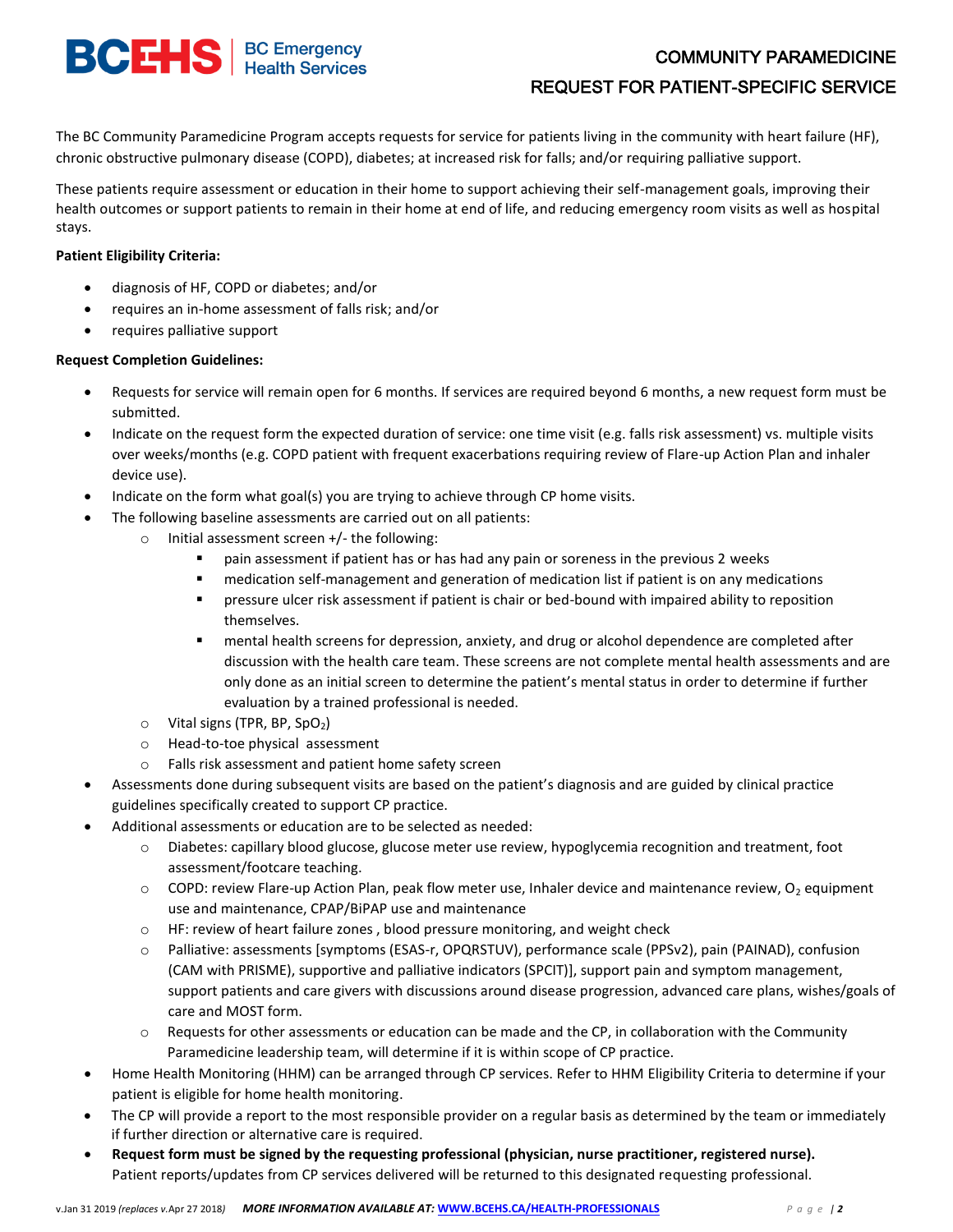# COMMUNITY PARAMEDICINE

## REQUEST FOR PATIENT-SPECIFIC SERVICE

The BC Community Paramedicine Program accepts requests for service for patients living in the community with heart failure (HF), chronic obstructive pulmonary disease (COPD), diabetes; at increased risk for falls; and/or requiring palliative support.

These patients require assessment or education in their home to support achieving their self-management goals, improving their health outcomes or support patients to remain in their home at end of life, and reducing emergency room visits as well as hospital stays.

**Patient Eligibility Criteria:**

- diagnosis of HF, COPD or diabetes; and/or
- requires an in-home assessment of falls risk; and/or
- requires palliative support

**Request Completion Guidelines:**

- Requests for service will remain open for 6 months. If services are required beyond 6 months, a new request form must be submitted.
- Indicate on the request form the expected duration of service: one time visit (e.g. falls risk assessment) vs. multiple visits over weeks/months (e.g. COPD patient with frequent exacerbations requiring review of Flare-up Action Plan and inhaler device use).
- Indicate on the form what goal(s) you are trying to achieve through CP home visits.
- The following baseline assessments are carried out on all patients:
  - Initial assessment screen +/- the following:
    - pain assessment if patient has or has had any pain or soreness in the previous 2 weeks
    - medication self-management and generation of medication list if patient is on any medications
    - pressure ulcer risk assessment if patient is chair or bed-bound with impaired ability to reposition themselves.
    - mental health screens for depression, anxiety, and drug or alcohol dependence are completed after discussion with the health care team. These screens are not complete mental health assessments and are only done as an initial screen to determine the patient's mental status in order to determine if further evaluation by a trained professional is needed.
  - Vital signs (TPR, BP, $SpO_2$)
  - Head-to-toe physical assessment
  - Falls risk assessment and patient home safety screen
- Assessments done during subsequent visits are based on the patient's diagnosis and are guided by clinical practice guidelines specifically created to support CP practice.
- Additional assessments or education are to be selected as needed:
  - Diabetes: capillary blood glucose, glucose meter use review, hypoglycemia recognition and treatment, foot assessment/footcare teaching.
  - COPD: review Flare-up Action Plan, peak flow meter use, Inhaler device and maintenance review, $O_2$ equipment use and maintenance, CPAP/BiPAP use and maintenance
  - HF: review of heart failure zones , blood pressure monitoring, and weight check
  - Palliative: assessments [symptoms (ESAS-r, OPQRSTUV), performance scale (PPSv2), pain (PAINAD), confusion (CAM with PRISME), supportive and palliative indicators (SPCIT)], support pain and symptom management, support patients and care givers with discussions around disease progression, advanced care plans, wishes/goals of care and MOST form.
  - Requests for other assessments or education can be made and the CP, in collaboration with the Community Paramedicine leadership team, will determine if it is within scope of CP practice.
- Home Health Monitoring (HHM) can be arranged through CP services. Refer to HHM Eligibility Criteria to determine if your patient is eligible for home health monitoring.
- The CP will provide a report to the most responsible provider on a regular basis as determined by the team or immediately if further direction or alternative care is required.
- **Request form must be signed by the requesting professional (physician, nurse practitioner, registered nurse).** Patient reports/updates from CP services delivered will be returned to this designated requesting professional.

v.Jan 31 2019 *(replaces v.Apr 27 2018)* ***MORE INFORMATION AVAILABLE AT: WWW.BCEHS.CA/HEALTH-PROFESSIONALS***